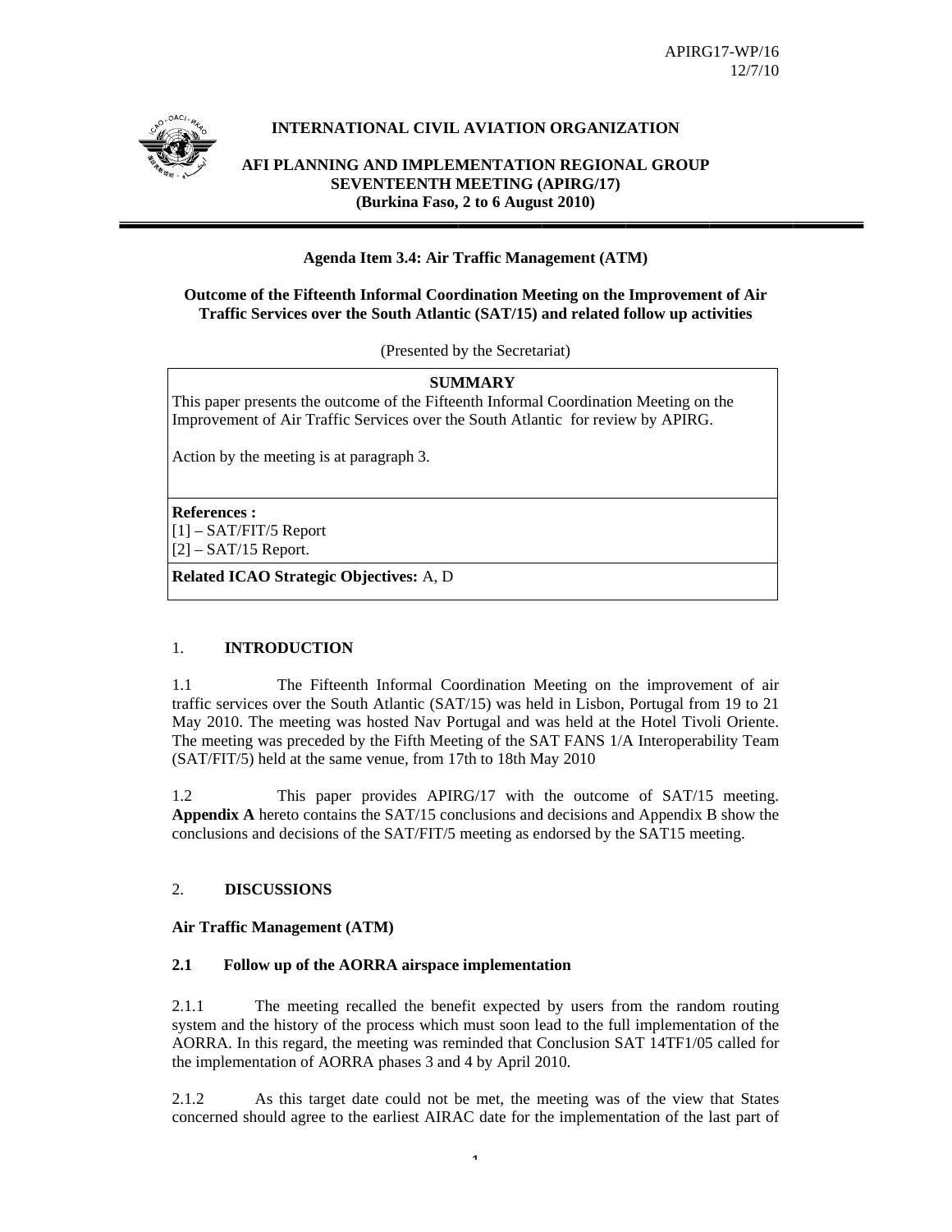APIRG17-WP/16
12/7/10

**INTERNATIONAL CIVIL AVIATION ORGANIZATION**

**AFI PLANNING AND IMPLEMENTATION REGIONAL GROUP SEVENTEENTH MEETING (APIRG/17)**
**(Burkina Faso, 2 to 6 August 2010)**

---

**Agenda Item 3.4: Air Traffic Management (ATM)**

**Outcome of the Fifteenth Informal Coordination Meeting on the Improvement of Air Traffic Services over the South Atlantic (SAT/15) and related follow up activities**

(Presented by the Secretariat)

| **SUMMARY** |
|---|
| This paper presents the outcome of the Fifteenth Informal Coordination Meeting on the Improvement of Air Traffic Services over the South Atlantic for review by APIRG.<br><br>Action by the meeting is at paragraph 3. |
| **References :**<br>[1] – SAT/FIT/5 Report<br>[2] – SAT/15 Report. |
| **Related ICAO Strategic Objectives:** A, D |

## 1. INTRODUCTION

1.1 The Fifteenth Informal Coordination Meeting on the improvement of air traffic services over the South Atlantic (SAT/15) was held in Lisbon, Portugal from 19 to 21 May 2010. The meeting was hosted Nav Portugal and was held at the Hotel Tivoli Oriente. The meeting was preceded by the Fifth Meeting of the SAT FANS 1/A Interoperability Team (SAT/FIT/5) held at the same venue, from 17th to 18th May 2010

1.2 This paper provides APIRG/17 with the outcome of SAT/15 meeting. **Appendix A** hereto contains the SAT/15 conclusions and decisions and Appendix B show the conclusions and decisions of the SAT/FIT/5 meeting as endorsed by the SAT15 meeting.

## 2. DISCUSSIONS

**Air Traffic Management (ATM)**

### 2.1 Follow up of the AORRA airspace implementation

2.1.1 The meeting recalled the benefit expected by users from the random routing system and the history of the process which must soon lead to the full implementation of the AORRA. In this regard, the meeting was reminded that Conclusion SAT 14TF1/05 called for the implementation of AORRA phases 3 and 4 by April 2010.

2.1.2 As this target date could not be met, the meeting was of the view that States concerned should agree to the earliest AIRAC date for the implementation of the last part of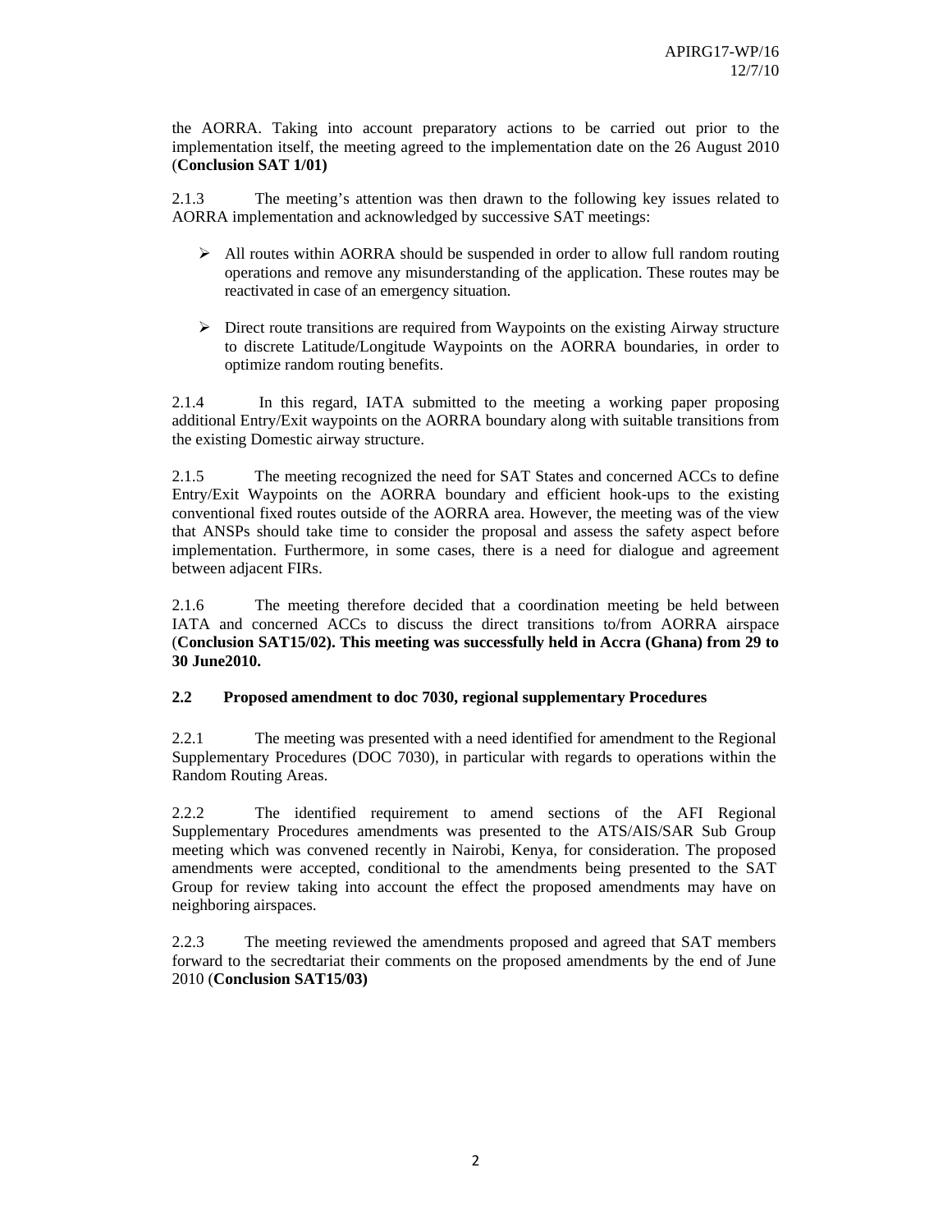the AORRA. Taking into account preparatory actions to be carried out prior to the implementation itself, the meeting agreed to the implementation date on the 26 August 2010 (**Conclusion SAT 1/01)**

2.1.3 The meeting's attention was then drawn to the following key issues related to AORRA implementation and acknowledged by successive SAT meetings:

- All routes within AORRA should be suspended in order to allow full random routing operations and remove any misunderstanding of the application. These routes may be reactivated in case of an emergency situation.
- Direct route transitions are required from Waypoints on the existing Airway structure to discrete Latitude/Longitude Waypoints on the AORRA boundaries, in order to optimize random routing benefits.

2.1.4 In this regard, IATA submitted to the meeting a working paper proposing additional Entry/Exit waypoints on the AORRA boundary along with suitable transitions from the existing Domestic airway structure.

2.1.5 The meeting recognized the need for SAT States and concerned ACCs to define Entry/Exit Waypoints on the AORRA boundary and efficient hook-ups to the existing conventional fixed routes outside of the AORRA area. However, the meeting was of the view that ANSPs should take time to consider the proposal and assess the safety aspect before implementation. Furthermore, in some cases, there is a need for dialogue and agreement between adjacent FIRs.

2.1.6 The meeting therefore decided that a coordination meeting be held between IATA and concerned ACCs to discuss the direct transitions to/from AORRA airspace (**Conclusion SAT15/02). This meeting was successfully held in Accra (Ghana) from 29 to 30 June2010.**

**2.2 Proposed amendment to doc 7030, regional supplementary Procedures**

2.2.1 The meeting was presented with a need identified for amendment to the Regional Supplementary Procedures (DOC 7030), in particular with regards to operations within the Random Routing Areas.

2.2.2 The identified requirement to amend sections of the AFI Regional Supplementary Procedures amendments was presented to the ATS/AIS/SAR Sub Group meeting which was convened recently in Nairobi, Kenya, for consideration. The proposed amendments were accepted, conditional to the amendments being presented to the SAT Group for review taking into account the effect the proposed amendments may have on neighboring airspaces.

2.2.3 The meeting reviewed the amendments proposed and agreed that SAT members forward to the secredtariat their comments on the proposed amendments by the end of June 2010 (**Conclusion SAT15/03)**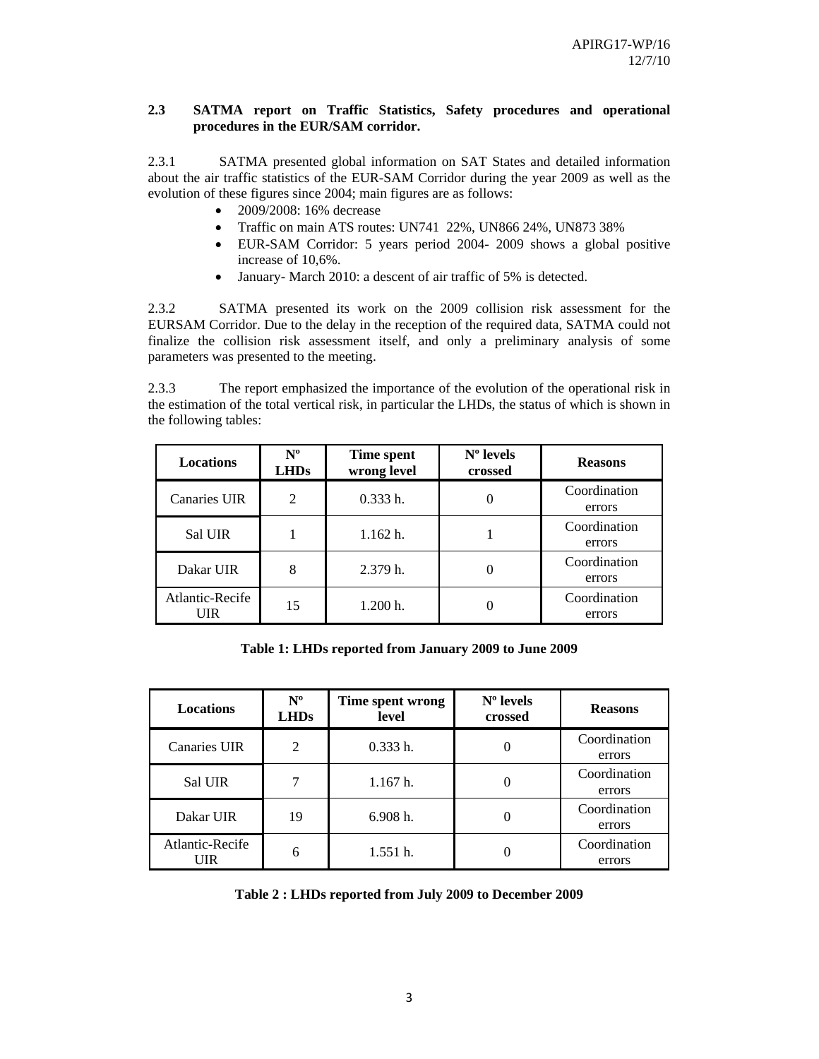### 2.3 SATMA report on Traffic Statistics, Safety procedures and operational procedures in the EUR/SAM corridor.

2.3.1 SATMA presented global information on SAT States and detailed information about the air traffic statistics of the EUR-SAM Corridor during the year 2009 as well as the evolution of these figures since 2004; main figures are as follows:

- 2009/2008: 16% decrease
- Traffic on main ATS routes: UN741 22%, UN866 24%, UN873 38%
- EUR-SAM Corridor: 5 years period 2004- 2009 shows a global positive increase of 10,6%.
- January- March 2010: a descent of air traffic of 5% is detected.

2.3.2 SATMA presented its work on the 2009 collision risk assessment for the EURSAM Corridor. Due to the delay in the reception of the required data, SATMA could not finalize the collision risk assessment itself, and only a preliminary analysis of some parameters was presented to the meeting.

2.3.3 The report emphasized the importance of the evolution of the operational risk in the estimation of the total vertical risk, in particular the LHDs, the status of which is shown in the following tables:

| Locations | Nº LHDs | Time spent wrong level | Nº levels crossed | Reasons |
|---|---|---|---|---|
| Canaries UIR | 2 | 0.333 h. | 0 | Coordination errors |
| Sal UIR | 1 | 1.162 h. | 1 | Coordination errors |
| Dakar UIR | 8 | 2.379 h. | 0 | Coordination errors |
| Atlantic-Recife UIR | 15 | 1.200 h. | 0 | Coordination errors |

**Table 1: LHDs reported from January 2009 to June 2009**

| Locations | Nº LHDs | Time spent wrong level | Nº levels crossed | Reasons |
|---|---|---|---|---|
| Canaries UIR | 2 | 0.333 h. | 0 | Coordination errors |
| Sal UIR | 7 | 1.167 h. | 0 | Coordination errors |
| Dakar UIR | 19 | 6.908 h. | 0 | Coordination errors |
| Atlantic-Recife UIR | 6 | 1.551 h. | 0 | Coordination errors |

**Table 2 : LHDs reported from July 2009 to December 2009**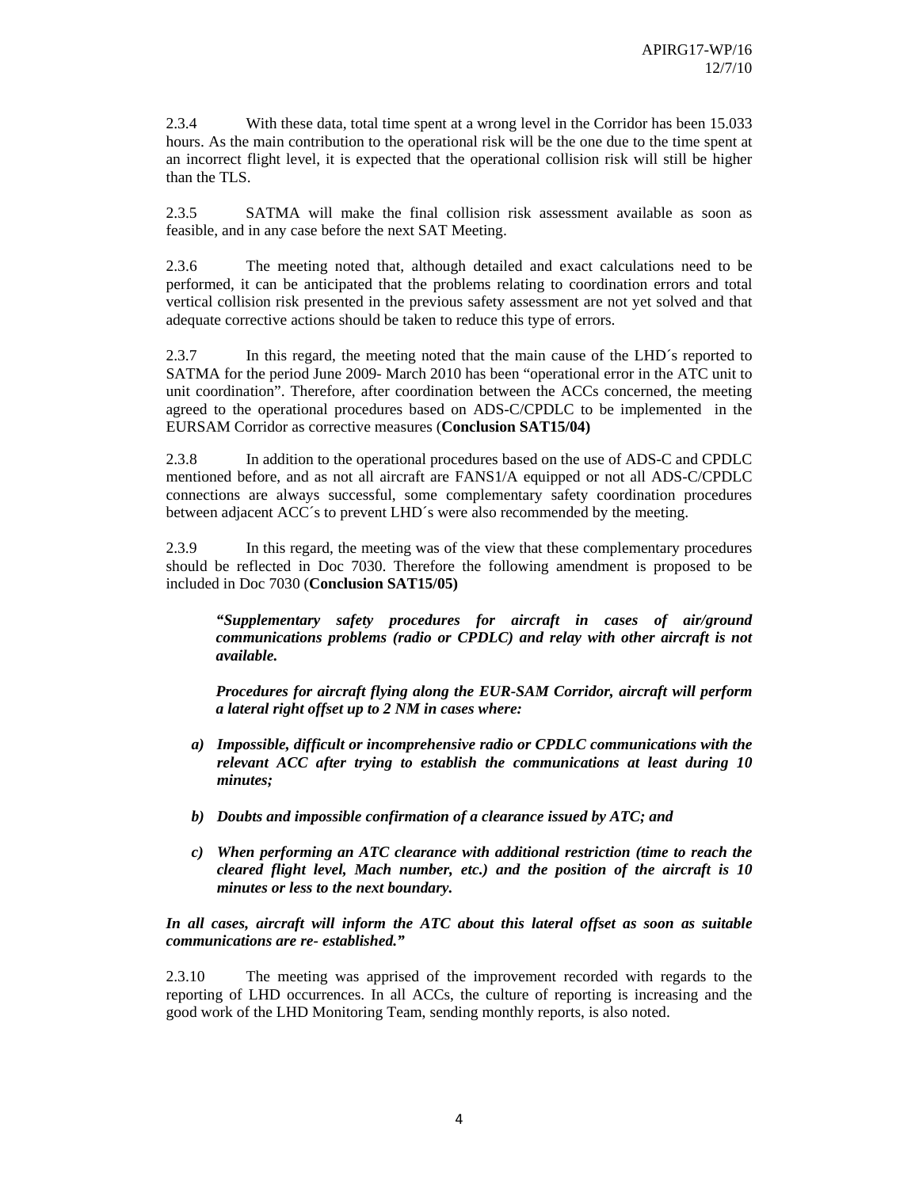2.3.4 With these data, total time spent at a wrong level in the Corridor has been 15.033 hours. As the main contribution to the operational risk will be the one due to the time spent at an incorrect flight level, it is expected that the operational collision risk will still be higher than the TLS.

2.3.5 SATMA will make the final collision risk assessment available as soon as feasible, and in any case before the next SAT Meeting.

2.3.6 The meeting noted that, although detailed and exact calculations need to be performed, it can be anticipated that the problems relating to coordination errors and total vertical collision risk presented in the previous safety assessment are not yet solved and that adequate corrective actions should be taken to reduce this type of errors.

2.3.7 In this regard, the meeting noted that the main cause of the LHD´s reported to SATMA for the period June 2009- March 2010 has been "operational error in the ATC unit to unit coordination". Therefore, after coordination between the ACCs concerned, the meeting agreed to the operational procedures based on ADS-C/CPDLC to be implemented in the EURSAM Corridor as corrective measures (**Conclusion SAT15/04)**

2.3.8 In addition to the operational procedures based on the use of ADS-C and CPDLC mentioned before, and as not all aircraft are FANS1/A equipped or not all ADS-C/CPDLC connections are always successful, some complementary safety coordination procedures between adjacent ACC´s to prevent LHD´s were also recommended by the meeting.

2.3.9 In this regard, the meeting was of the view that these complementary procedures should be reflected in Doc 7030. Therefore the following amendment is proposed to be included in Doc 7030 (**Conclusion SAT15/05)**

> ***"Supplementary safety procedures for aircraft in cases of air/ground communications problems (radio or CPDLC) and relay with other aircraft is not available.***
>
> ***Procedures for aircraft flying along the EUR-SAM Corridor, aircraft will perform a lateral right offset up to 2 NM in cases where:***
>
> ***a) Impossible, difficult or incomprehensive radio or CPDLC communications with the relevant ACC after trying to establish the communications at least during 10 minutes;***
>
> ***b) Doubts and impossible confirmation of a clearance issued by ATC; and***
>
> ***c) When performing an ATC clearance with additional restriction (time to reach the cleared flight level, Mach number, etc.) and the position of the aircraft is 10 minutes or less to the next boundary.***

***In all cases, aircraft will inform the ATC about this lateral offset as soon as suitable communications are re- established."***

2.3.10 The meeting was apprised of the improvement recorded with regards to the reporting of LHD occurrences. In all ACCs, the culture of reporting is increasing and the good work of the LHD Monitoring Team, sending monthly reports, is also noted.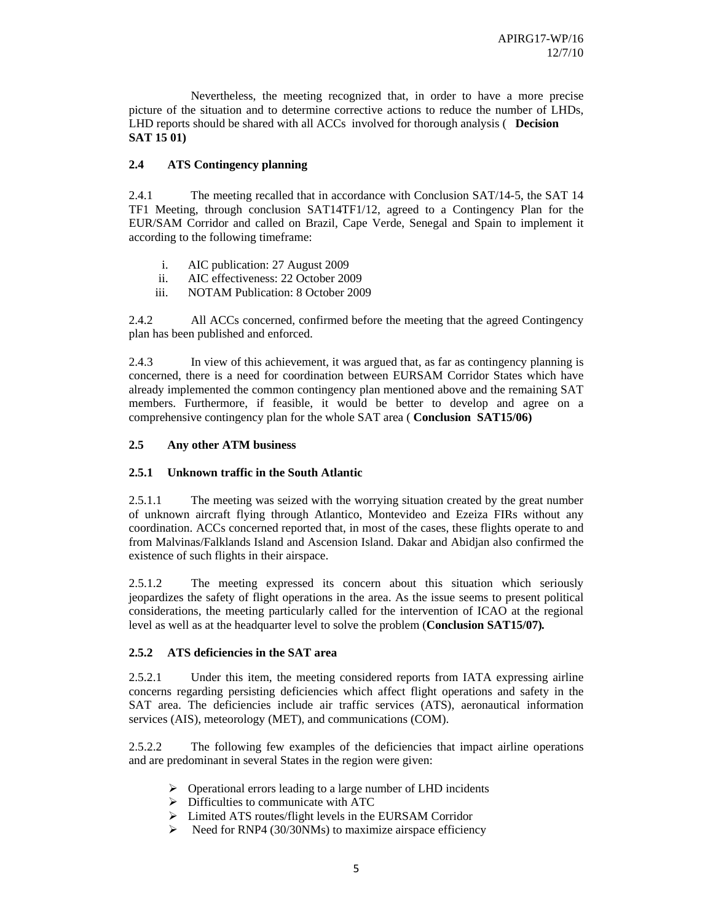Nevertheless, the meeting recognized that, in order to have a more precise picture of the situation and to determine corrective actions to reduce the number of LHDs, LHD reports should be shared with all ACCs involved for thorough analysis ( **Decision SAT 15 01)**

### 2.4 ATS Contingency planning

2.4.1 The meeting recalled that in accordance with Conclusion SAT/14-5, the SAT 14 TF1 Meeting, through conclusion SAT14TF1/12, agreed to a Contingency Plan for the EUR/SAM Corridor and called on Brazil, Cape Verde, Senegal and Spain to implement it according to the following timeframe:

i. AIC publication: 27 August 2009
ii. AIC effectiveness: 22 October 2009
iii. NOTAM Publication: 8 October 2009

2.4.2 All ACCs concerned, confirmed before the meeting that the agreed Contingency plan has been published and enforced.

2.4.3 In view of this achievement, it was argued that, as far as contingency planning is concerned, there is a need for coordination between EURSAM Corridor States which have already implemented the common contingency plan mentioned above and the remaining SAT members. Furthermore, if feasible, it would be better to develop and agree on a comprehensive contingency plan for the whole SAT area ( **Conclusion SAT15/06)**

### 2.5 Any other ATM business

#### 2.5.1 Unknown traffic in the South Atlantic

2.5.1.1 The meeting was seized with the worrying situation created by the great number of unknown aircraft flying through Atlantico, Montevideo and Ezeiza FIRs without any coordination. ACCs concerned reported that, in most of the cases, these flights operate to and from Malvinas/Falklands Island and Ascension Island. Dakar and Abidjan also confirmed the existence of such flights in their airspace.

2.5.1.2 The meeting expressed its concern about this situation which seriously jeopardizes the safety of flight operations in the area. As the issue seems to present political considerations, the meeting particularly called for the intervention of ICAO at the regional level as well as at the headquarter level to solve the problem (**Conclusion SAT15/07).**

#### 2.5.2 ATS deficiencies in the SAT area

2.5.2.1 Under this item, the meeting considered reports from IATA expressing airline concerns regarding persisting deficiencies which affect flight operations and safety in the SAT area. The deficiencies include air traffic services (ATS), aeronautical information services (AIS), meteorology (MET), and communications (COM).

2.5.2.2 The following few examples of the deficiencies that impact airline operations and are predominant in several States in the region were given:

- Operational errors leading to a large number of LHD incidents
- Difficulties to communicate with ATC
- Limited ATS routes/flight levels in the EURSAM Corridor
- Need for RNP4 (30/30NMs) to maximize airspace efficiency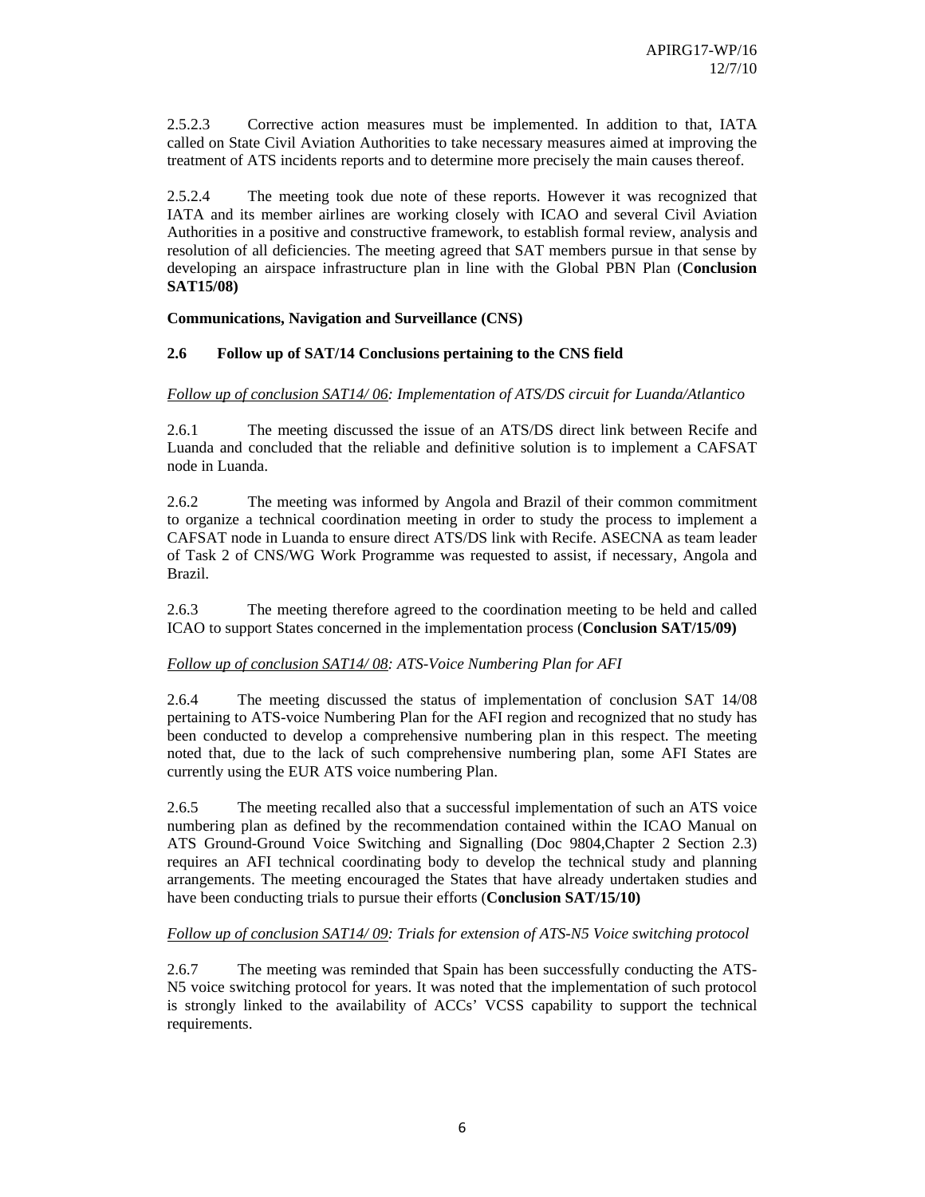2.5.2.3 Corrective action measures must be implemented. In addition to that, IATA called on State Civil Aviation Authorities to take necessary measures aimed at improving the treatment of ATS incidents reports and to determine more precisely the main causes thereof.

2.5.2.4 The meeting took due note of these reports. However it was recognized that IATA and its member airlines are working closely with ICAO and several Civil Aviation Authorities in a positive and constructive framework, to establish formal review, analysis and resolution of all deficiencies. The meeting agreed that SAT members pursue in that sense by developing an airspace infrastructure plan in line with the Global PBN Plan (**Conclusion SAT15/08)**

**Communications, Navigation and Surveillance (CNS)**

## 2.6 Follow up of SAT/14 Conclusions pertaining to the CNS field

*<u>Follow up of conclusion SAT14/ 06</u>: Implementation of ATS/DS circuit for Luanda/Atlantico*

2.6.1 The meeting discussed the issue of an ATS/DS direct link between Recife and Luanda and concluded that the reliable and definitive solution is to implement a CAFSAT node in Luanda.

2.6.2 The meeting was informed by Angola and Brazil of their common commitment to organize a technical coordination meeting in order to study the process to implement a CAFSAT node in Luanda to ensure direct ATS/DS link with Recife. ASECNA as team leader of Task 2 of CNS/WG Work Programme was requested to assist, if necessary, Angola and Brazil.

2.6.3 The meeting therefore agreed to the coordination meeting to be held and called ICAO to support States concerned in the implementation process (**Conclusion SAT/15/09)**

*<u>Follow up of conclusion SAT14/ 08</u>: ATS-Voice Numbering Plan for AFI*

2.6.4 The meeting discussed the status of implementation of conclusion SAT 14/08 pertaining to ATS-voice Numbering Plan for the AFI region and recognized that no study has been conducted to develop a comprehensive numbering plan in this respect. The meeting noted that, due to the lack of such comprehensive numbering plan, some AFI States are currently using the EUR ATS voice numbering Plan.

2.6.5 The meeting recalled also that a successful implementation of such an ATS voice numbering plan as defined by the recommendation contained within the ICAO Manual on ATS Ground-Ground Voice Switching and Signalling (Doc 9804,Chapter 2 Section 2.3) requires an AFI technical coordinating body to develop the technical study and planning arrangements. The meeting encouraged the States that have already undertaken studies and have been conducting trials to pursue their efforts (**Conclusion SAT/15/10)**

*<u>Follow up of conclusion SAT14/ 09</u>: Trials for extension of ATS-N5 Voice switching protocol*

2.6.7 The meeting was reminded that Spain has been successfully conducting the ATS-N5 voice switching protocol for years. It was noted that the implementation of such protocol is strongly linked to the availability of ACCs' VCSS capability to support the technical requirements.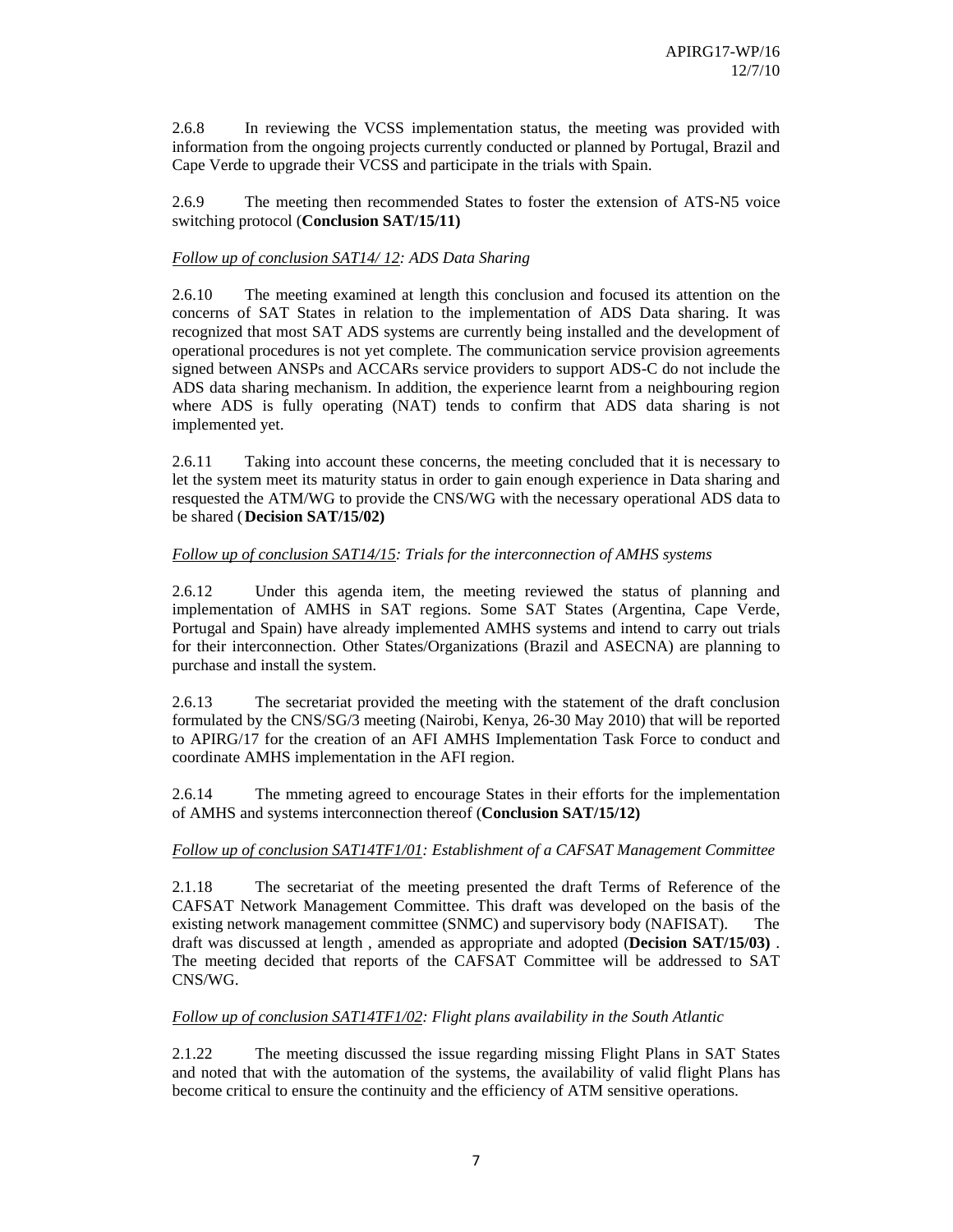2.6.8 In reviewing the VCSS implementation status, the meeting was provided with information from the ongoing projects currently conducted or planned by Portugal, Brazil and Cape Verde to upgrade their VCSS and participate in the trials with Spain.

2.6.9 The meeting then recommended States to foster the extension of ATS-N5 voice switching protocol (**Conclusion SAT/15/11)**

*Follow up of conclusion SAT14/ 12: ADS Data Sharing*

2.6.10 The meeting examined at length this conclusion and focused its attention on the concerns of SAT States in relation to the implementation of ADS Data sharing. It was recognized that most SAT ADS systems are currently being installed and the development of operational procedures is not yet complete. The communication service provision agreements signed between ANSPs and ACCARs service providers to support ADS-C do not include the ADS data sharing mechanism. In addition, the experience learnt from a neighbouring region where ADS is fully operating (NAT) tends to confirm that ADS data sharing is not implemented yet.

2.6.11 Taking into account these concerns, the meeting concluded that it is necessary to let the system meet its maturity status in order to gain enough experience in Data sharing and resquested the ATM/WG to provide the CNS/WG with the necessary operational ADS data to be shared (**Decision SAT/15/02)**

*Follow up of conclusion SAT14/15: Trials for the interconnection of AMHS systems*

2.6.12 Under this agenda item, the meeting reviewed the status of planning and implementation of AMHS in SAT regions. Some SAT States (Argentina, Cape Verde, Portugal and Spain) have already implemented AMHS systems and intend to carry out trials for their interconnection. Other States/Organizations (Brazil and ASECNA) are planning to purchase and install the system.

2.6.13 The secretariat provided the meeting with the statement of the draft conclusion formulated by the CNS/SG/3 meeting (Nairobi, Kenya, 26-30 May 2010) that will be reported to APIRG/17 for the creation of an AFI AMHS Implementation Task Force to conduct and coordinate AMHS implementation in the AFI region.

2.6.14 The mmeting agreed to encourage States in their efforts for the implementation of AMHS and systems interconnection thereof (**Conclusion SAT/15/12)**

*Follow up of conclusion SAT14TF1/01: Establishment of a CAFSAT Management Committee*

2.1.18 The secretariat of the meeting presented the draft Terms of Reference of the CAFSAT Network Management Committee. This draft was developed on the basis of the existing network management committee (SNMC) and supervisory body (NAFISAT). The draft was discussed at length , amended as appropriate and adopted (**Decision SAT/15/03)** . The meeting decided that reports of the CAFSAT Committee will be addressed to SAT CNS/WG.

*Follow up of conclusion SAT14TF1/02: Flight plans availability in the South Atlantic*

2.1.22 The meeting discussed the issue regarding missing Flight Plans in SAT States and noted that with the automation of the systems, the availability of valid flight Plans has become critical to ensure the continuity and the efficiency of ATM sensitive operations.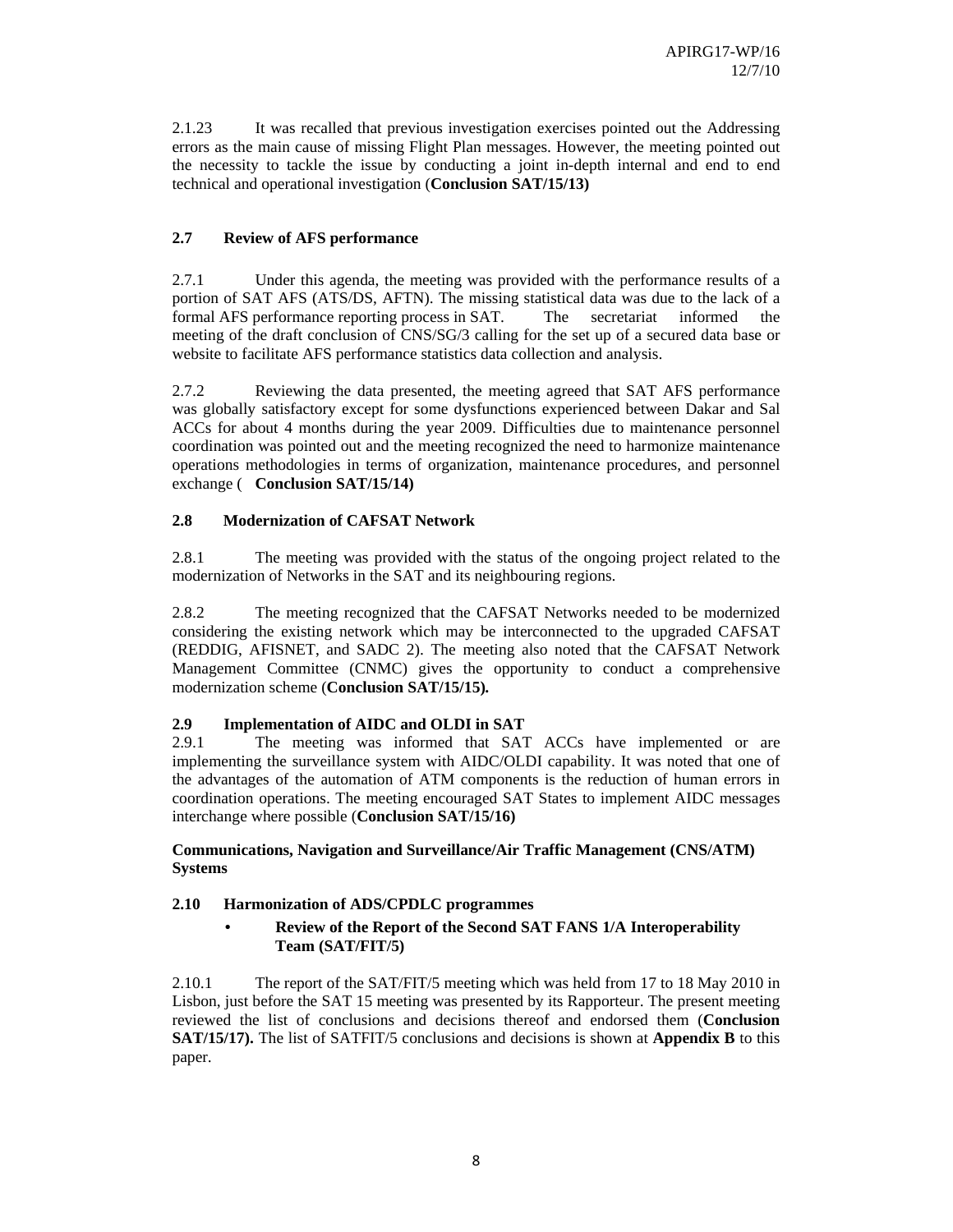2.1.23 It was recalled that previous investigation exercises pointed out the Addressing errors as the main cause of missing Flight Plan messages. However, the meeting pointed out the necessity to tackle the issue by conducting a joint in-depth internal and end to end technical and operational investigation (**Conclusion SAT/15/13)**

### 2.7 Review of AFS performance

2.7.1 Under this agenda, the meeting was provided with the performance results of a portion of SAT AFS (ATS/DS, AFTN). The missing statistical data was due to the lack of a formal AFS performance reporting process in SAT. The secretariat informed the meeting of the draft conclusion of CNS/SG/3 calling for the set up of a secured data base or website to facilitate AFS performance statistics data collection and analysis.

2.7.2 Reviewing the data presented, the meeting agreed that SAT AFS performance was globally satisfactory except for some dysfunctions experienced between Dakar and Sal ACCs for about 4 months during the year 2009. Difficulties due to maintenance personnel coordination was pointed out and the meeting recognized the need to harmonize maintenance operations methodologies in terms of organization, maintenance procedures, and personnel exchange ( **Conclusion SAT/15/14)**

### 2.8 Modernization of CAFSAT Network

2.8.1 The meeting was provided with the status of the ongoing project related to the modernization of Networks in the SAT and its neighbouring regions.

2.8.2 The meeting recognized that the CAFSAT Networks needed to be modernized considering the existing network which may be interconnected to the upgraded CAFSAT (REDDIG, AFISNET, and SADC 2). The meeting also noted that the CAFSAT Network Management Committee (CNMC) gives the opportunity to conduct a comprehensive modernization scheme (**Conclusion SAT/15/15).**

### 2.9 Implementation of AIDC and OLDI in SAT

2.9.1 The meeting was informed that SAT ACCs have implemented or are implementing the surveillance system with AIDC/OLDI capability. It was noted that one of the advantages of the automation of ATM components is the reduction of human errors in coordination operations. The meeting encouraged SAT States to implement AIDC messages interchange where possible (**Conclusion SAT/15/16)**

**Communications, Navigation and Surveillance/Air Traffic Management (CNS/ATM) Systems**

### 2.10 Harmonization of ADS/CPDLC programmes

- **Review of the Report of the Second SAT FANS 1/A Interoperability Team (SAT/FIT/5)**

2.10.1 The report of the SAT/FIT/5 meeting which was held from 17 to 18 May 2010 in Lisbon, just before the SAT 15 meeting was presented by its Rapporteur. The present meeting reviewed the list of conclusions and decisions thereof and endorsed them (**Conclusion SAT/15/17).** The list of SATFIT/5 conclusions and decisions is shown at **Appendix B** to this paper.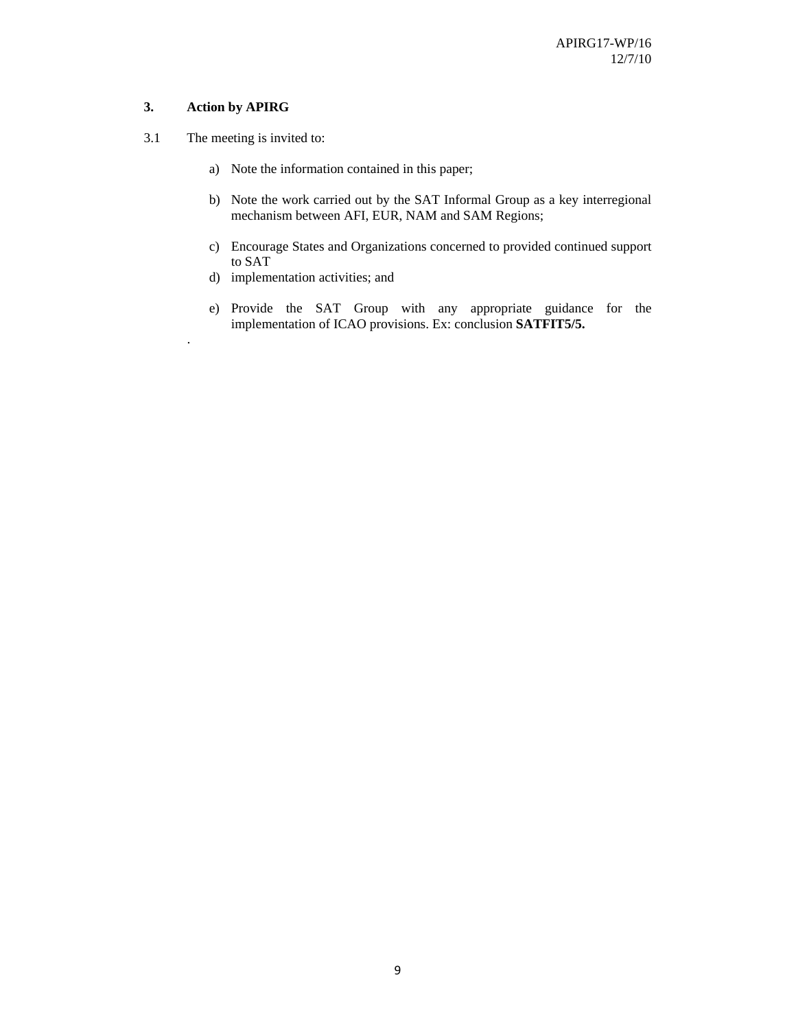### 3. Action by APIRG

3.1 The meeting is invited to:

a) Note the information contained in this paper;

b) Note the work carried out by the SAT Informal Group as a key interregional mechanism between AFI, EUR, NAM and SAM Regions;

c) Encourage States and Organizations concerned to provided continued support to SAT

d) implementation activities; and

e) Provide the SAT Group with any appropriate guidance for the implementation of ICAO provisions. Ex: conclusion **SATFIT5/5.**

.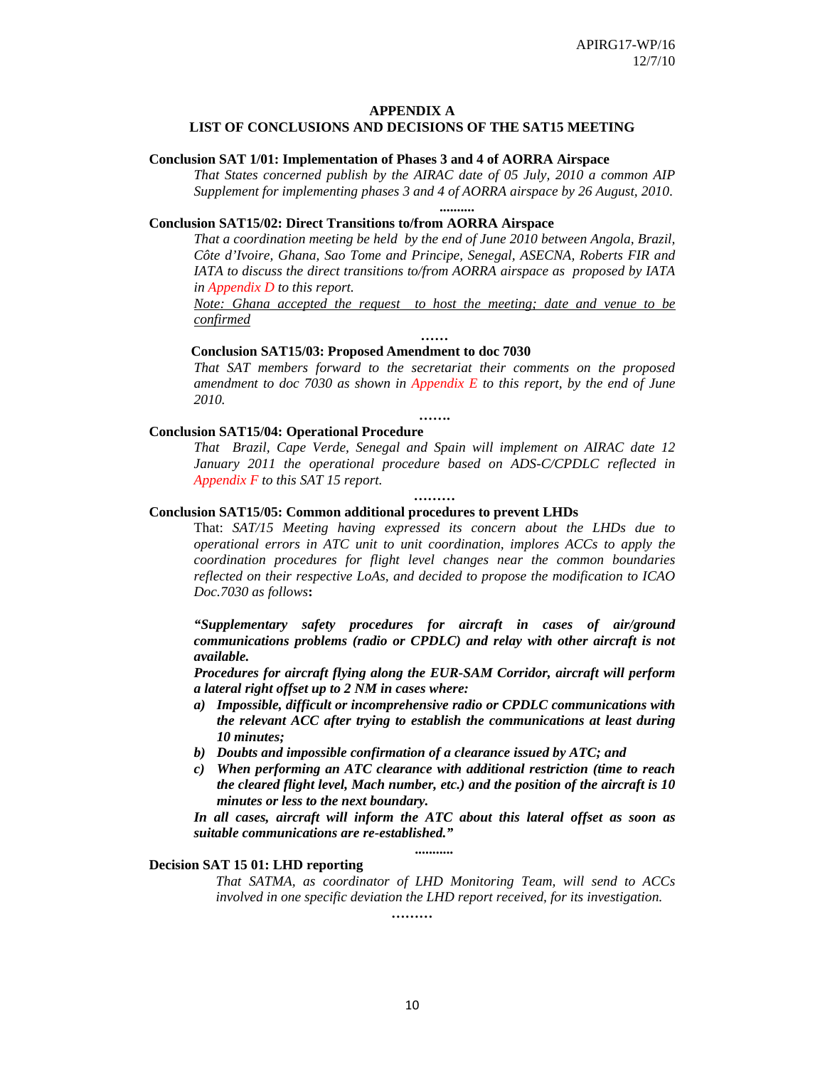# APPENDIX A
## LIST OF CONCLUSIONS AND DECISIONS OF THE SAT15 MEETING

**Conclusion SAT 1/01: Implementation of Phases 3 and 4 of AORRA Airspace**

*That States concerned publish by the AIRAC date of 05 July, 2010 a common AIP Supplement for implementing phases 3 and 4 of AORRA airspace by 26 August, 2010.*

..........

**Conclusion SAT15/02: Direct Transitions to/from AORRA Airspace**

*That a coordination meeting be held by the end of June 2010 between Angola, Brazil, Côte d'Ivoire, Ghana, Sao Tome and Principe, Senegal, ASECNA, Roberts FIR and IATA to discuss the direct transitions to/from AORRA airspace as proposed by IATA in Appendix D to this report.*

*Note: Ghana accepted the request to host the meeting; date and venue to be confirmed*

……

**Conclusion SAT15/03: Proposed Amendment to doc 7030**

*That SAT members forward to the secretariat their comments on the proposed amendment to doc 7030 as shown in Appendix E to this report, by the end of June 2010.*

…….

**Conclusion SAT15/04: Operational Procedure**

*That Brazil, Cape Verde, Senegal and Spain will implement on AIRAC date 12 January 2011 the operational procedure based on ADS-C/CPDLC reflected in Appendix F to this SAT 15 report.*

………

**Conclusion SAT15/05: Common additional procedures to prevent LHDs**

That: *SAT/15 Meeting having expressed its concern about the LHDs due to operational errors in ATC unit to unit coordination, implores ACCs to apply the coordination procedures for flight level changes near the common boundaries reflected on their respective LoAs, and decided to propose the modification to ICAO Doc.7030 as follows***:**

***"Supplementary safety procedures for aircraft in cases of air/ground communications problems (radio or CPDLC) and relay with other aircraft is not available.***

***Procedures for aircraft flying along the EUR-SAM Corridor, aircraft will perform a lateral right offset up to 2 NM in cases where:***

***a) Impossible, difficult or incomprehensive radio or CPDLC communications with the relevant ACC after trying to establish the communications at least during 10 minutes;***

***b) Doubts and impossible confirmation of a clearance issued by ATC; and***

***c) When performing an ATC clearance with additional restriction (time to reach the cleared flight level, Mach number, etc.) and the position of the aircraft is 10 minutes or less to the next boundary.***

***In all cases, aircraft will inform the ATC about this lateral offset as soon as suitable communications are re-established."***

...........

**Decision SAT 15 01: LHD reporting**

*That SATMA, as coordinator of LHD Monitoring Team, will send to ACCs involved in one specific deviation the LHD report received, for its investigation.*

………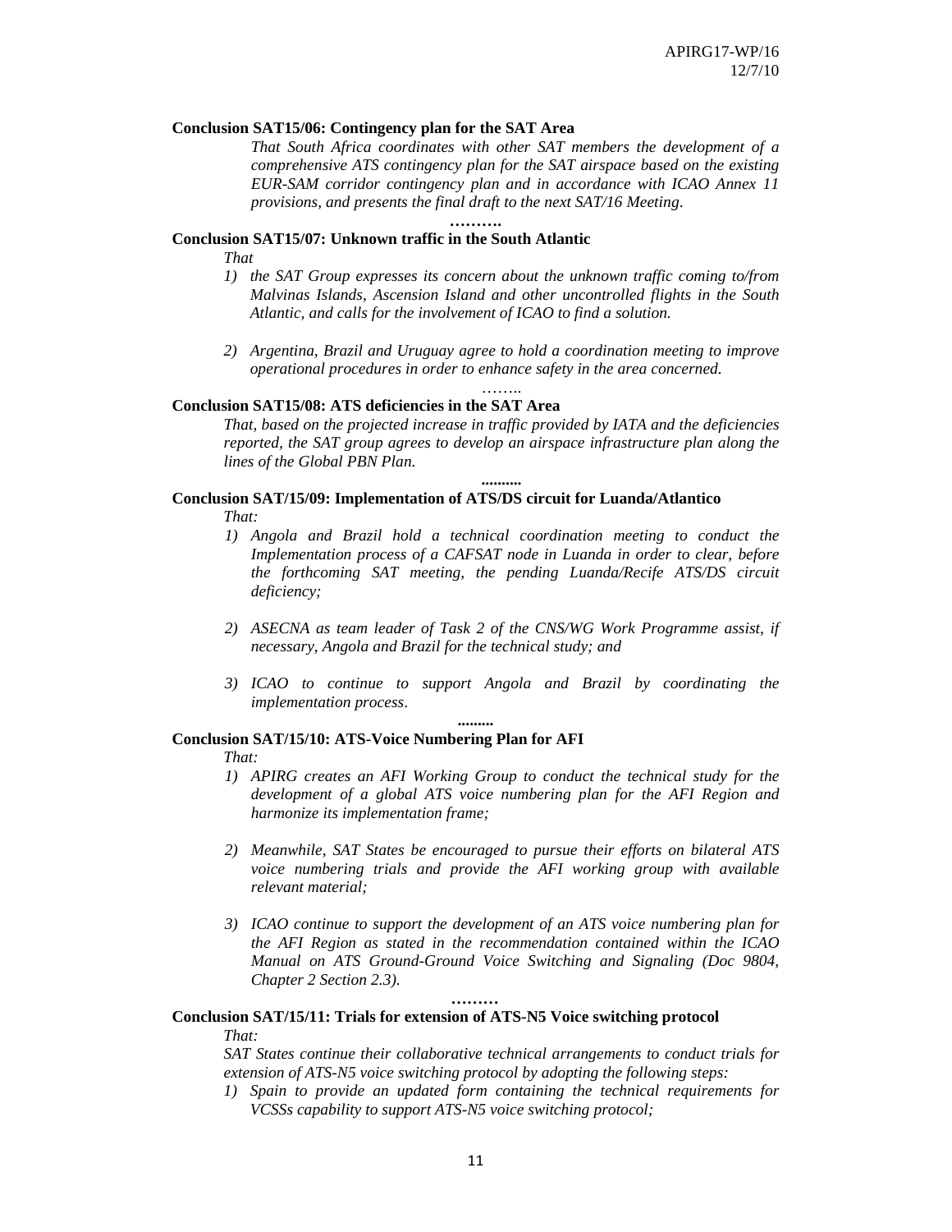**Conclusion SAT15/06: Contingency plan for the SAT Area**

*That South Africa coordinates with other SAT members the development of a comprehensive ATS contingency plan for the SAT airspace based on the existing EUR-SAM corridor contingency plan and in accordance with ICAO Annex 11 provisions, and presents the final draft to the next SAT/16 Meeting.*

……….

**Conclusion SAT15/07: Unknown traffic in the South Atlantic**

*That*

1) *the SAT Group expresses its concern about the unknown traffic coming to/from Malvinas Islands, Ascension Island and other uncontrolled flights in the South Atlantic, and calls for the involvement of ICAO to find a solution.*

2) *Argentina, Brazil and Uruguay agree to hold a coordination meeting to improve operational procedures in order to enhance safety in the area concerned.*

……..

**Conclusion SAT15/08: ATS deficiencies in the SAT Area**

*That, based on the projected increase in traffic provided by IATA and the deficiencies reported, the SAT group agrees to develop an airspace infrastructure plan along the lines of the Global PBN Plan.*

……….

**Conclusion SAT/15/09: Implementation of ATS/DS circuit for Luanda/Atlantico**

*That:*

1) *Angola and Brazil hold a technical coordination meeting to conduct the Implementation process of a CAFSAT node in Luanda in order to clear, before the forthcoming SAT meeting, the pending Luanda/Recife ATS/DS circuit deficiency;*

2) *ASECNA as team leader of Task 2 of the CNS/WG Work Programme assist, if necessary, Angola and Brazil for the technical study; and*

3) *ICAO to continue to support Angola and Brazil by coordinating the implementation process.*

………

**Conclusion SAT/15/10: ATS-Voice Numbering Plan for AFI**

*That:*

1) *APIRG creates an AFI Working Group to conduct the technical study for the development of a global ATS voice numbering plan for the AFI Region and harmonize its implementation frame;*

2) *Meanwhile, SAT States be encouraged to pursue their efforts on bilateral ATS voice numbering trials and provide the AFI working group with available relevant material;*

3) *ICAO continue to support the development of an ATS voice numbering plan for the AFI Region as stated in the recommendation contained within the ICAO Manual on ATS Ground-Ground Voice Switching and Signaling (Doc 9804, Chapter 2 Section 2.3).*

………

**Conclusion SAT/15/11: Trials for extension of ATS-N5 Voice switching protocol**

*That:*

*SAT States continue their collaborative technical arrangements to conduct trials for extension of ATS-N5 voice switching protocol by adopting the following steps:*

1) *Spain to provide an updated form containing the technical requirements for VCSSs capability to support ATS-N5 voice switching protocol;*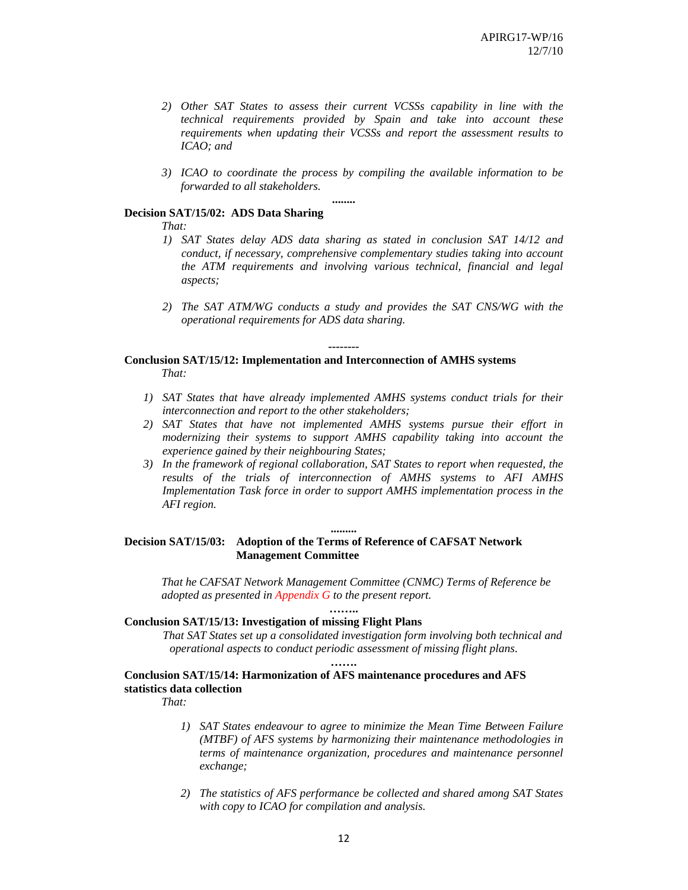2) *Other SAT States to assess their current VCSSs capability in line with the technical requirements provided by Spain and take into account these requirements when updating their VCSSs and report the assessment results to ICAO; and*

3) *ICAO to coordinate the process by compiling the available information to be forwarded to all stakeholders.*

**........**

**Decision SAT/15/02: ADS Data Sharing**

*That:*

1) *SAT States delay ADS data sharing as stated in conclusion SAT 14/12 and conduct, if necessary, comprehensive complementary studies taking into account the ATM requirements and involving various technical, financial and legal aspects;*

2) *The SAT ATM/WG conducts a study and provides the SAT CNS/WG with the operational requirements for ADS data sharing.*

**--------**

**Conclusion SAT/15/12: Implementation and Interconnection of AMHS systems**

*That:*

1) *SAT States that have already implemented AMHS systems conduct trials for their interconnection and report to the other stakeholders;*
2) *SAT States that have not implemented AMHS systems pursue their effort in modernizing their systems to support AMHS capability taking into account the experience gained by their neighbouring States;*
3) *In the framework of regional collaboration, SAT States to report when requested, the results of the trials of interconnection of AMHS systems to AFI AMHS Implementation Task force in order to support AMHS implementation process in the AFI region.*

**.........**

**Decision SAT/15/03: Adoption of the Terms of Reference of CAFSAT Network Management Committee**

*That he CAFSAT Network Management Committee (CNMC) Terms of Reference be adopted as presented in Appendix G to the present report.*

**……..**

**Conclusion SAT/15/13: Investigation of missing Flight Plans**

*That SAT States set up a consolidated investigation form involving both technical and operational aspects to conduct periodic assessment of missing flight plans.*

**…….**

**Conclusion SAT/15/14: Harmonization of AFS maintenance procedures and AFS statistics data collection**

*That:*

1) *SAT States endeavour to agree to minimize the Mean Time Between Failure (MTBF) of AFS systems by harmonizing their maintenance methodologies in terms of maintenance organization, procedures and maintenance personnel exchange;*

2) *The statistics of AFS performance be collected and shared among SAT States with copy to ICAO for compilation and analysis.*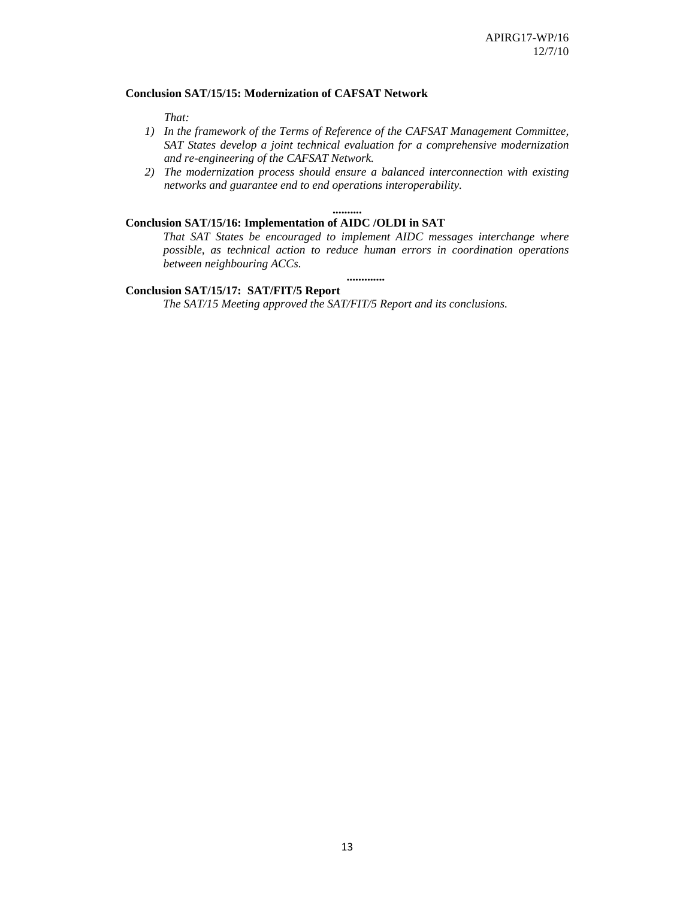**Conclusion SAT/15/15: Modernization of CAFSAT Network**

*That:*

1) *In the framework of the Terms of Reference of the CAFSAT Management Committee, SAT States develop a joint technical evaluation for a comprehensive modernization and re-engineering of the CAFSAT Network.*
2) *The modernization process should ensure a balanced interconnection with existing networks and guarantee end to end operations interoperability.*

..........

**Conclusion SAT/15/16: Implementation of AIDC /OLDI in SAT**

*That SAT States be encouraged to implement AIDC messages interchange where possible, as technical action to reduce human errors in coordination operations between neighbouring ACCs.*

.............

**Conclusion SAT/15/17: SAT/FIT/5 Report**

*The SAT/15 Meeting approved the SAT/FIT/5 Report and its conclusions.*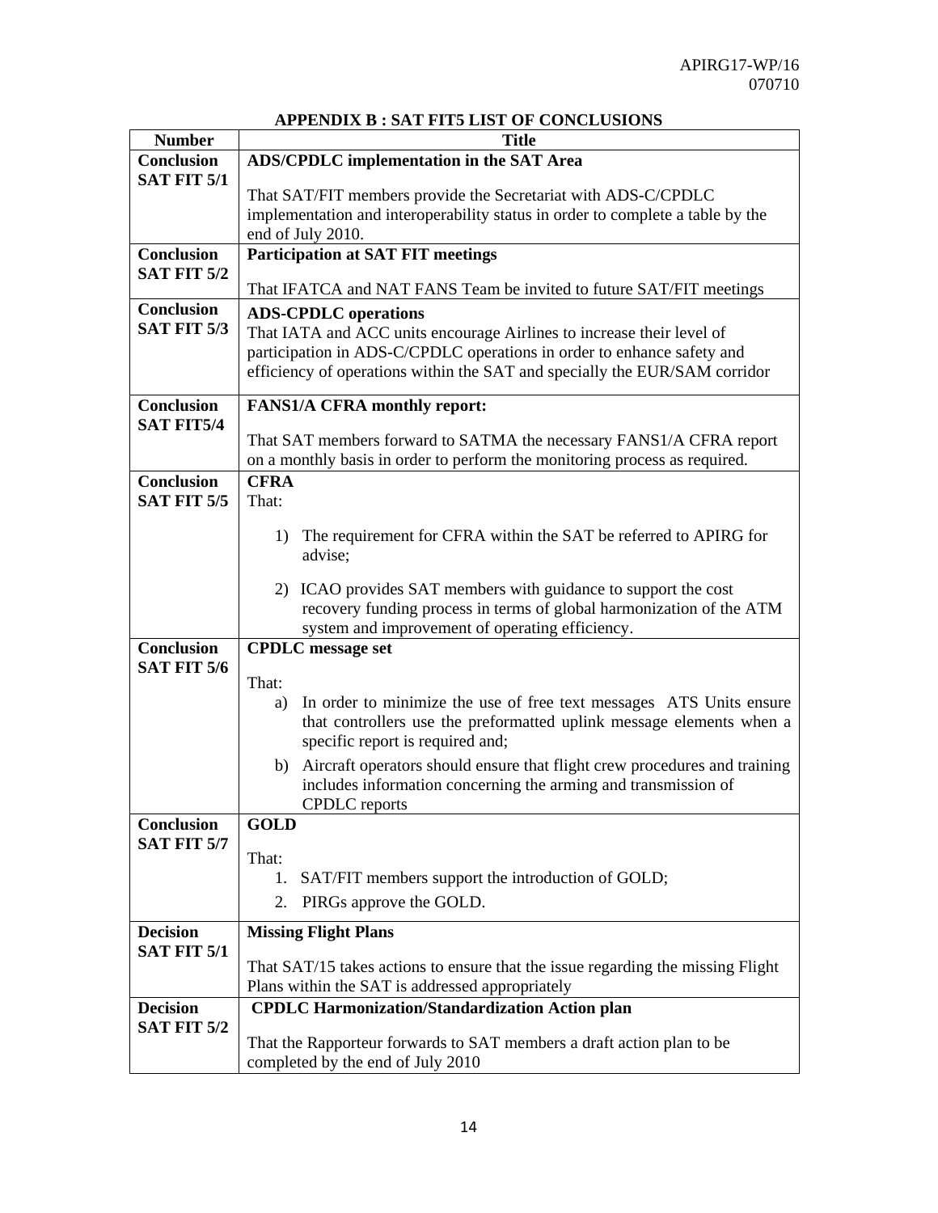**APPENDIX B : SAT FIT5 LIST OF CONCLUSIONS**

| Number | Title |
|---|---|
| **Conclusion SAT FIT 5/1** | **ADS/CPDLC implementation in the SAT Area**<br><br>That SAT/FIT members provide the Secretariat with ADS-C/CPDLC implementation and interoperability status in order to complete a table by the end of July 2010. |
| **Conclusion SAT FIT 5/2** | **Participation at SAT FIT meetings**<br><br>That IFATCA and NAT FANS Team be invited to future SAT/FIT meetings |
| **Conclusion SAT FIT 5/3** | **ADS-CPDLC operations**<br>That IATA and ACC units encourage Airlines to increase their level of participation in ADS-C/CPDLC operations in order to enhance safety and efficiency of operations within the SAT and specially the EUR/SAM corridor |
| **Conclusion SAT FIT5/4** | **FANS1/A CFRA monthly report:**<br><br>That SAT members forward to SATMA the necessary FANS1/A CFRA report on a monthly basis in order to perform the monitoring process as required. |
| **Conclusion SAT FIT 5/5** | **CFRA**<br>That:<br><br>1) The requirement for CFRA within the SAT be referred to APIRG for advise;<br><br>2) ICAO provides SAT members with guidance to support the cost recovery funding process in terms of global harmonization of the ATM system and improvement of operating efficiency. |
| **Conclusion SAT FIT 5/6** | **CPDLC message set**<br><br>That:<br>a) In order to minimize the use of free text messages ATS Units ensure that controllers use the preformatted uplink message elements when a specific report is required and;<br><br>b) Aircraft operators should ensure that flight crew procedures and training includes information concerning the arming and transmission of CPDLC reports |
| **Conclusion SAT FIT 5/7** | **GOLD**<br><br>That:<br>1. SAT/FIT members support the introduction of GOLD;<br>2. PIRGs approve the GOLD. |
| **Decision SAT FIT 5/1** | **Missing Flight Plans**<br><br>That SAT/15 takes actions to ensure that the issue regarding the missing Flight Plans within the SAT is addressed appropriately |
| **Decision SAT FIT 5/2** | **CPDLC Harmonization/Standardization Action plan**<br><br>That the Rapporteur forwards to SAT members a draft action plan to be completed by the end of July 2010 |